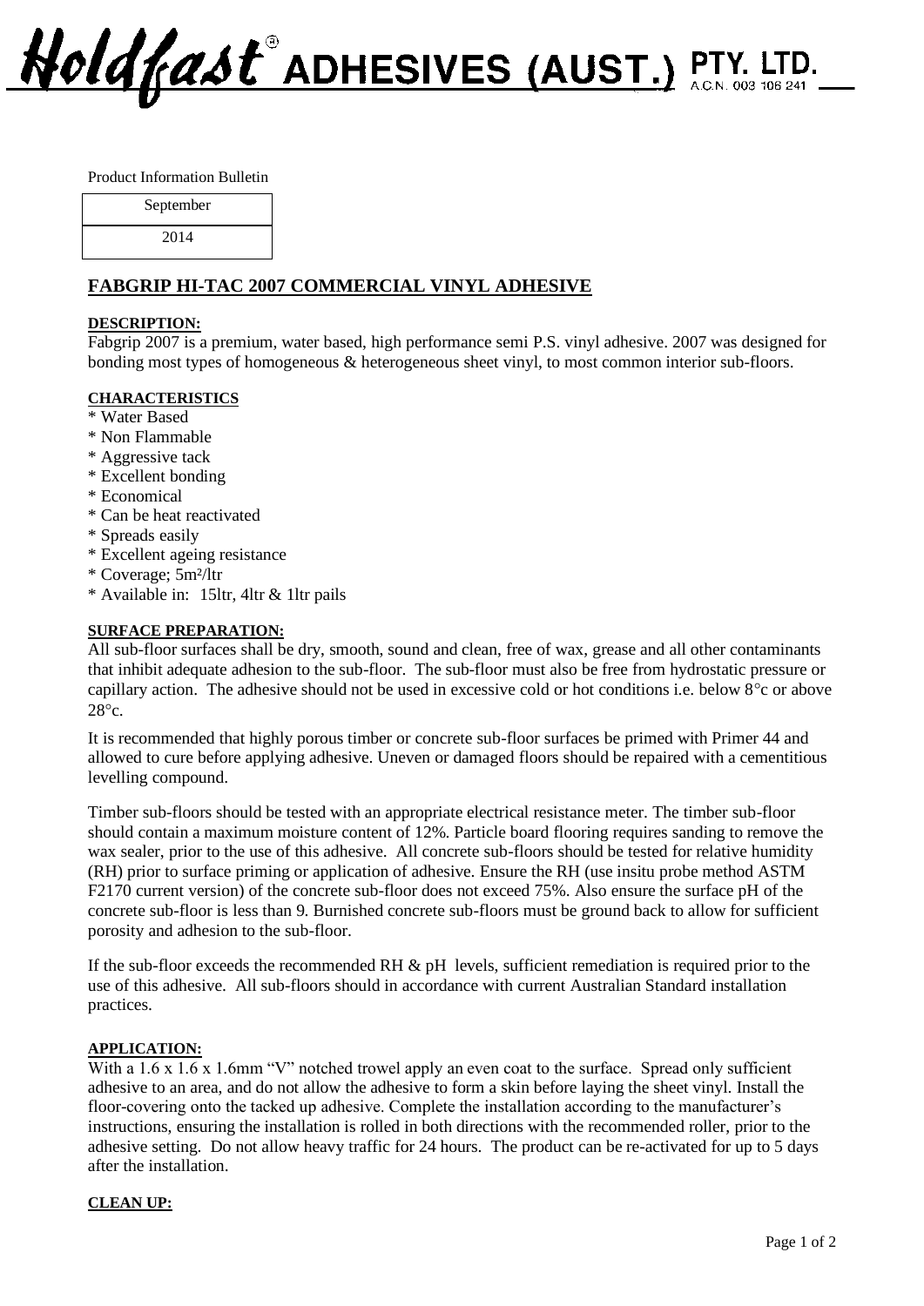**Holdfast® ADHESIVES (AUST.) PTY. LTD.** A.C.N. 003 106 241

Product Information Bulletin

| September |
| --- |
| 2014 |

# FABGRIP HI-TAC 2007 COMMERCIAL VINYL ADHESIVE

## DESCRIPTION:

Fabgrip 2007 is a premium, water based, high performance semi P.S. vinyl adhesive. 2007 was designed for bonding most types of homogeneous & heterogeneous sheet vinyl, to most common interior sub-floors.

## CHARACTERISTICS

* Water Based
* Non Flammable
* Aggressive tack
* Excellent bonding
* Economical
* Can be heat reactivated
* Spreads easily
* Excellent ageing resistance
* Coverage; 5m²/ltr
* Available in: 15ltr, 4ltr & 1ltr pails

## SURFACE PREPARATION:

All sub-floor surfaces shall be dry, smooth, sound and clean, free of wax, grease and all other contaminants that inhibit adequate adhesion to the sub-floor. The sub-floor must also be free from hydrostatic pressure or capillary action. The adhesive should not be used in excessive cold or hot conditions i.e. below 8°c or above 28°c.

It is recommended that highly porous timber or concrete sub-floor surfaces be primed with Primer 44 and allowed to cure before applying adhesive. Uneven or damaged floors should be repaired with a cementitious levelling compound.

Timber sub-floors should be tested with an appropriate electrical resistance meter. The timber sub-floor should contain a maximum moisture content of 12%. Particle board flooring requires sanding to remove the wax sealer, prior to the use of this adhesive. All concrete sub-floors should be tested for relative humidity (RH) prior to surface priming or application of adhesive. Ensure the RH (use insitu probe method ASTM F2170 current version) of the concrete sub-floor does not exceed 75%. Also ensure the surface pH of the concrete sub-floor is less than 9. Burnished concrete sub-floors must be ground back to allow for sufficient porosity and adhesion to the sub-floor.

If the sub-floor exceeds the recommended RH & pH levels, sufficient remediation is required prior to the use of this adhesive. All sub-floors should in accordance with current Australian Standard installation practices.

## APPLICATION:

With a 1.6 x 1.6 x 1.6mm "V" notched trowel apply an even coat to the surface. Spread only sufficient adhesive to an area, and do not allow the adhesive to form a skin before laying the sheet vinyl. Install the floor-covering onto the tacked up adhesive. Complete the installation according to the manufacturer's instructions, ensuring the installation is rolled in both directions with the recommended roller, prior to the adhesive setting. Do not allow heavy traffic for 24 hours. The product can be re-activated for up to 5 days after the installation.

## CLEAN UP: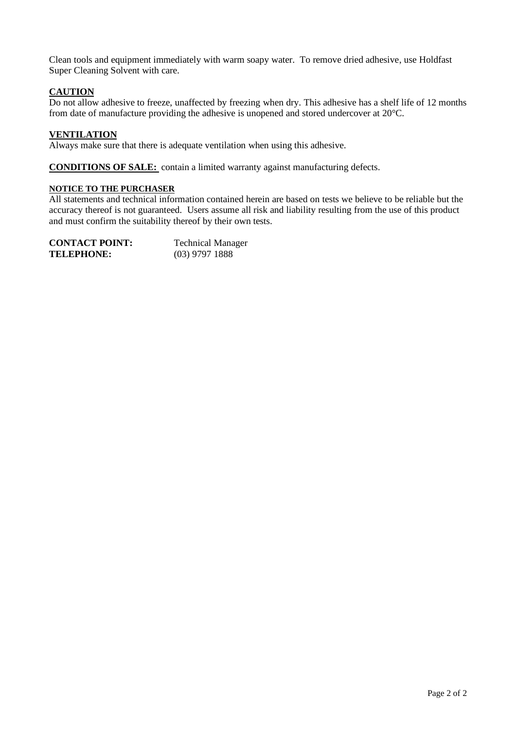Clean tools and equipment immediately with warm soapy water. To remove dried adhesive, use Holdfast Super Cleaning Solvent with care.

## CAUTION

Do not allow adhesive to freeze, unaffected by freezing when dry. This adhesive has a shelf life of 12 months from date of manufacture providing the adhesive is unopened and stored undercover at 20°C.

## VENTILATION

Always make sure that there is adequate ventilation when using this adhesive.

**CONDITIONS OF SALE:** contain a limited warranty against manufacturing defects.

### NOTICE TO THE PURCHASER

All statements and technical information contained herein are based on tests we believe to be reliable but the accuracy thereof is not guaranteed. Users assume all risk and liability resulting from the use of this product and must confirm the suitability thereof by their own tests.

| | |
|---|---|
| **CONTACT POINT:** | Technical Manager |
| **TELEPHONE:** | (03) 9797 1888 |